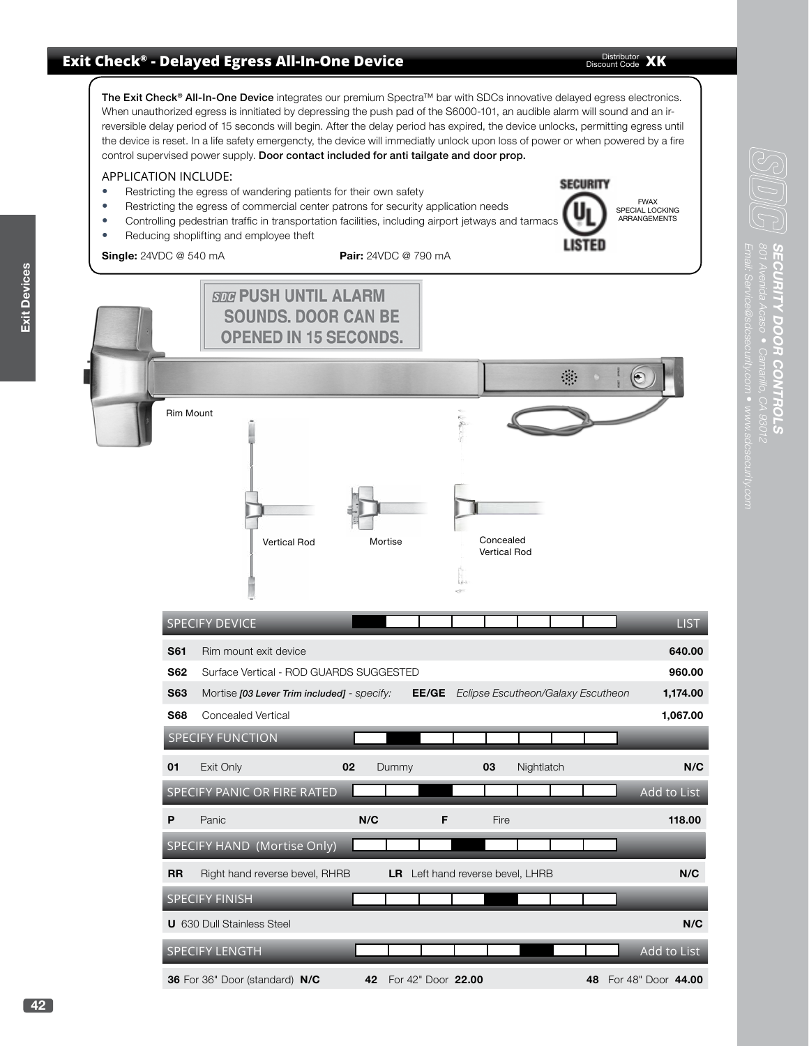# Exit Check® - Delayed Egress All-In-One Device

Distributor Discount Code **XK**

**The Exit Check® All-In-One Device** integrates our premium Spectra™ bar with SDCs innovative delayed egress electronics. When unauthorized egress is initiated by depressing the push pad of the S6000-101, an audible alarm will sound and an irreversible delay period of 15 seconds will begin. After the delay period has expired, the device unlocks, permitting egress until the device is reset. In a life safety emergenctcy, the device will immediatly unlock upon loss of power or when powered by a fire control supervised power supply. **Door contact included for anti tailgate and door prop.**

APPLICATION INCLUDE:

- Restricting the egress of wandering patients for their own safety
- Restricting the egress of commercial center patrons for security application needs
- Controlling pedestrian traffic in transportation facilities, including airport jetways and tarmacs
- Reducing shoplifting and employee theft

SECURITY UL LISTED — FWAX SPECIAL LOCKING ARRANGEMENTS

**Single:** 24VDC @ 540 mA **Pair:** 24VDC @ 790 mA

SDC PUSH UNTIL ALARM SOUNDS. DOOR CAN BE OPENED IN 15 SECONDS.

Rim Mount

Vertical Rod

Mortise

Concealed Vertical Rod

| SPECIFY DEVICE | | | LIST |
|---|---|---|---|
| **S61** | Rim mount exit device | | **640.00** |
| **S62** | Surface Vertical - ROD GUARDS SUGGESTED | | **960.00** |
| **S63** | Mortise ***[03 Lever Trim included]*** *- specify:* | **EE/GE** *Eclipse Escutheon/Galaxy Escutheon* | **1,174.00** |
| **S68** | Concealed Vertical | | **1,067.00** |

| SPECIFY FUNCTION | | | | | | |
|---|---|---|---|---|---|---|
| **01** | Exit Only | **02** | Dummy | **03** | Nightlatch | **N/C** |

| SPECIFY PANIC OR FIRE RATED | | | | | Add to List |
|---|---|---|---|---|---|
| **P** | Panic | **N/C** | **F** | Fire | **118.00** |

| SPECIFY HAND (Mortise Only) | | | | |
|---|---|---|---|---|
| **RR** | Right hand reverse bevel, RHRB | **LR** | Left hand reverse bevel, LHRB | **N/C** |

| SPECIFY FINISH | |
|---|---|
| **U** 630 Dull Stainless Steel | **N/C** |

| SPECIFY LENGTH | | Add to List |
|---|---|---|
| **36** For 36" Door (standard) **N/C** | **42** For 42" Door **22.00** | **48** For 48" Door **44.00** |

**SECURITY DOOR CONTROLS**

801 Avenida Acaso • Camarillo, CA 93012

Email: Service@sdcsecurity.com • www.sdcsecurity.com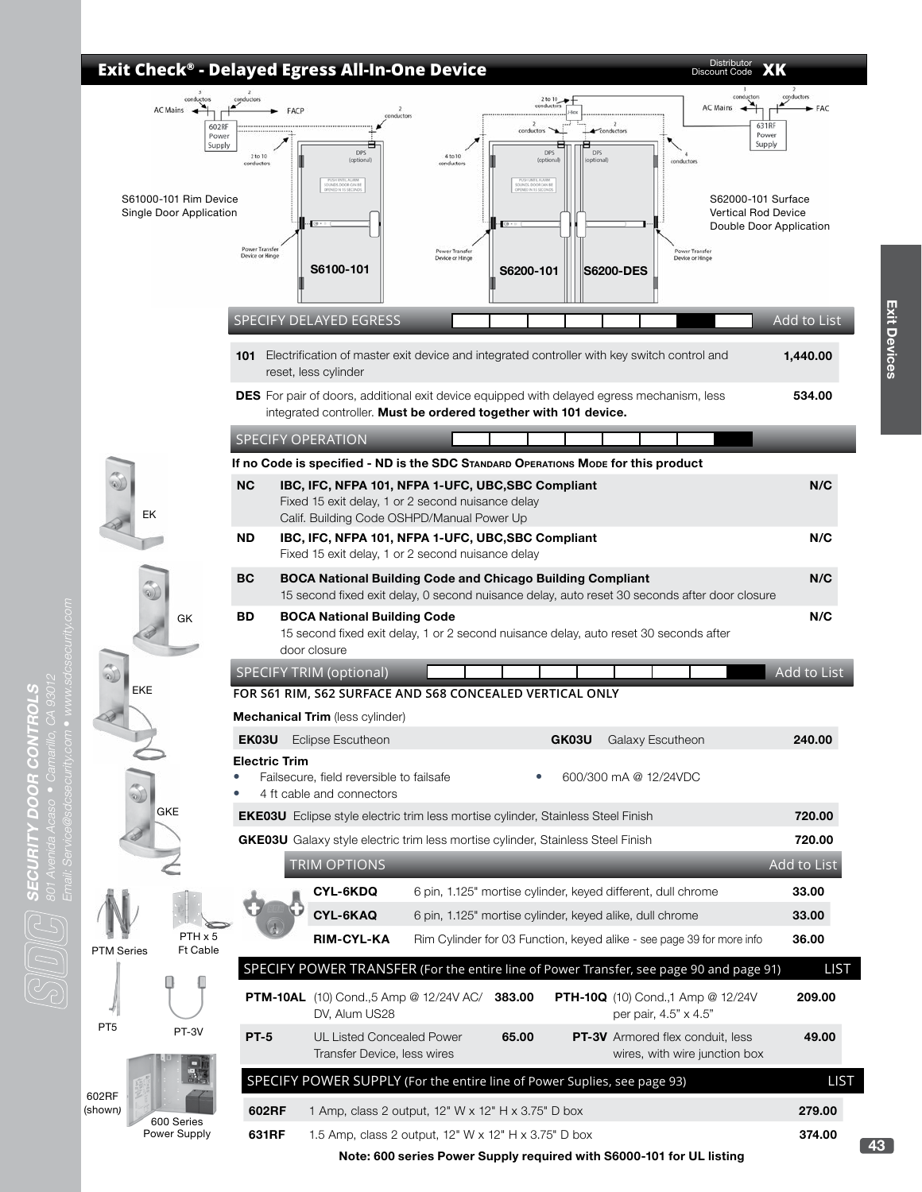# Exit Check® - Delayed Egress All-In-One Device

Distributor Discount Code **XK**

S61000-101 Rim Device
Single Door Application

S62000-101 Surface
Vertical Rod Device
Double Door Application

S6100-101

S6200-101

S6200-DES

## SPECIFY DELAYED EGRESS — Add to List

| | | |
|---|---|---|
| **101** | Electrification of master exit device and integrated controller with key switch control and reset, less cylinder | **1,440.00** |
| **DES** | For pair of doors, additional exit device equipped with delayed egress mechanism, less integrated controller. **Must be ordered together with 101 device.** | **534.00** |

## SPECIFY OPERATION

**If no Code is specified - ND is the SDC Standard Operations Mode for this product**

| | | |
|---|---|---|
| **NC** | **IBC, IFC, NFPA 101, NFPA 1-UFC, UBC,SBC Compliant** Fixed 15 exit delay, 1 or 2 second nuisance delay Calif. Building Code OSHPD/Manual Power Up | **N/C** |
| **ND** | **IBC, IFC, NFPA 101, NFPA 1-UFC, UBC,SBC Compliant** Fixed 15 exit delay, 1 or 2 second nuisance delay | **N/C** |
| **BC** | **BOCA National Building Code and Chicago Building Compliant** 15 second fixed exit delay, 0 second nuisance delay, auto reset 30 seconds after door closure | **N/C** |
| **BD** | **BOCA National Building Code** 15 second fixed exit delay, 1 or 2 second nuisance delay, auto reset 30 seconds after door closure | **N/C** |

## SPECIFY TRIM (optional) — Add to List

**FOR S61 RIM, S62 SURFACE AND S68 CONCEALED VERTICAL ONLY**

**Mechanical Trim** (less cylinder)

| | | | | |
|---|---|---|---|---|
| **EK03U** | Eclipse Escutheon | **GK03U** | Galaxy Escutheon | **240.00** |

**Electric Trim**

- Failsecure, field reversible to failsafe
- 4 ft cable and connectors
- 600/300 mA @ 12/24VDC

| | | |
|---|---|---|
| **EKE03U** | Eclipse style electric trim less mortise cylinder, Stainless Steel Finish | **720.00** |
| **GKE03U** | Galaxy style electric trim less mortise cylinder, Stainless Steel Finish | **720.00** |

EK, GK, EKE, GKE

### TRIM OPTIONS — Add to List

| | | |
|---|---|---|
| **CYL-6KDQ** | 6 pin, 1.125" mortise cylinder, keyed different, dull chrome | **33.00** |
| **CYL-6KAQ** | 6 pin, 1.125" mortise cylinder, keyed alike, dull chrome | **33.00** |
| **RIM-CYL-KA** | Rim Cylinder for 03 Function, keyed alike - see page 39 for more info | **36.00** |

## SPECIFY POWER TRANSFER (For the entire line of Power Transfer, see page 90 and page 91) — LIST

| | | | | | |
|---|---|---|---|---|---|
| **PTM-10AL** | (10) Cond.,5 Amp @ 12/24V AC/DV, Alum US28 | **383.00** | **PTH-10Q** | (10) Cond.,1 Amp @ 12/24V per pair, 4.5" x 4.5" | **209.00** |
| **PT-5** | UL Listed Concealed Power Transfer Device, less wires | **65.00** | **PT-3V** | Armored flex conduit, less wires, with wire junction box | **49.00** |

PTM Series, PTH x 5 Ft Cable, PT5, PT-3V

## SPECIFY POWER SUPPLY (For the entire line of Power Suplies, see page 93) — LIST

| | | |
|---|---|---|
| **602RF** | 1 Amp, class 2 output, 12" W x 12" H x 3.75" D box | **279.00** |
| **631RF** | 1.5 Amp, class 2 output, 12" W x 12" H x 3.75" D box | **374.00** |

602RF (shown)
600 Series Power Supply

**Note: 600 series Power Supply required with S6000-101 for UL listing**